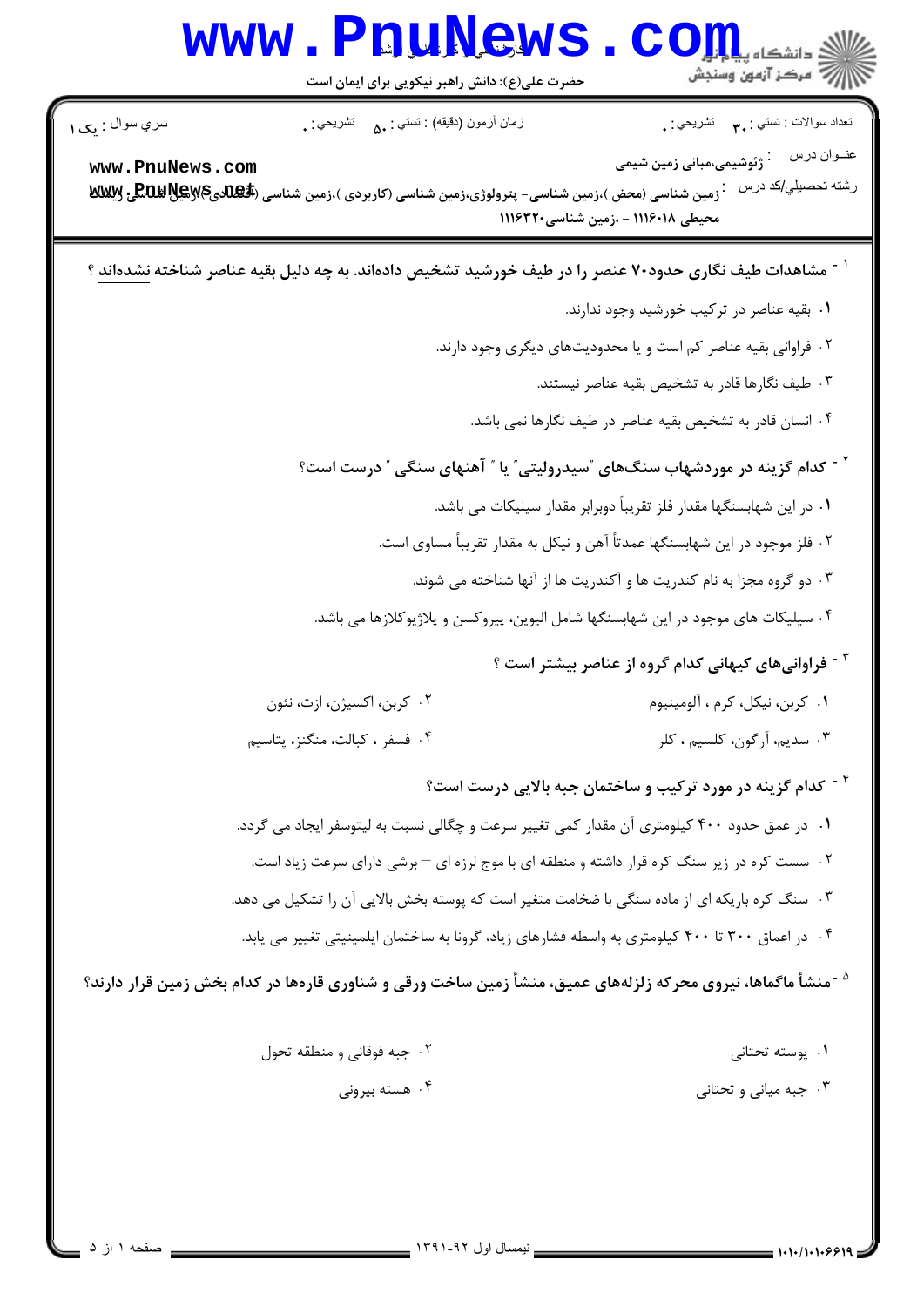حضرت علی(ع): دانش راهبر نیکویی برای ایمان است

سري سوال : یک ۱ | زمان آزمون (دقیقه) : تستی : ۵۰ تشریحی : ۰ | تعداد سوالات : تستی : ۳۰ تشریحی : ۰

عنوان درس : ژئوشیمی،مبانی زمین شیمی

رشته تحصيلي/کد درس : زمین شناسی (محض )،زمین شناسی- پترولوژی،زمین شناسی (کاربردی )،زمین شناسی (اقتصادی)،زمین شناسی زیست محیطی ۱۱۱۶۰۱۸ - ،زمین شناسی۱۱۱۶۳۲۰

**۱- مشاهدات طیف نگاری حدود۷۰ عنصر را در طیف خورشید تشخیص داده‌اند. به چه دلیل بقیه عناصر شناخته نشده‌اند ؟**

۱. بقیه عناصر در ترکیب خورشید وجود ندارند.

۲. فراوانی بقیه عناصر کم است و یا محدودیت‌های دیگری وجود دارند.

۳. طیف نگارها قادر به تشخیص بقیه عناصر نیستند.

۴. انسان قادر به تشخیص بقیه عناصر در طیف نگارها نمی باشد.

**۲- کدام گزینه در موردشهاب سنگ‌های "سیدرولیتی" یا " آهنهای سنگی " درست است؟**

۱. در این شهابسنگها مقدار فلز تقریباً دوبرابر مقدار سیلیکات می باشد.

۲. فلز موجود در این شهابسنگها عمدتاً آهن و نیکل به مقدار تقریباً مساوی است.

۳. دو گروه مجزا به نام کندریت ها و آکندریت ها از آنها شناخته می شوند.

۴. سیلیکات های موجود در این شهابسنگها شامل الیوین، پیروکسن و پلاژیوکلازها می باشد.

**۳- فراوانی‌های کیهانی کدام گروه از عناصر بیشتر است ؟**

۱. کربن، نیکل، کرم ، آلومینیوم

۲. کربن، اکسیژن، ازت، نئون

۳. سدیم، آرگون، کلسیم ، کلر

۴. فسفر ، کبالت، منگنز، پتاسیم

**۴- کدام گزینه در مورد ترکیب و ساختمان جبه بالایی درست است؟**

۱. در عمق حدود ۴۰۰ کیلومتری آن مقدار کمی تغییر سرعت و چگالی نسبت به لیتوسفر ایجاد می گردد.

۲. سست کره در زیر سنگ کره قرار داشته و منطقه ای با موج لرزه ای – برشی دارای سرعت زیاد است.

۳. سنگ کره باریکه ای از ماده سنگی با ضخامت متغیر است که پوسته بخش بالایی آن را تشکیل می دهد.

۴. در اعماق ۳۰۰ تا ۴۰۰ کیلومتری به واسطه فشارهای زیاد، گرونا به ساختمان ایلمینیتی تغییر می یابد.

**۵- منشأ ماگماها، نیروی محرکه زلزله‌های عمیق، منشأ زمین ساخت ورقی و شناوری قاره‌ها در کدام بخش زمین قرار دارند؟**

۱. پوسته تحتانی

۲. جبه فوقانی و منطقه تحول

۳. جبه میانی و تحتانی

۴. هسته بیرونی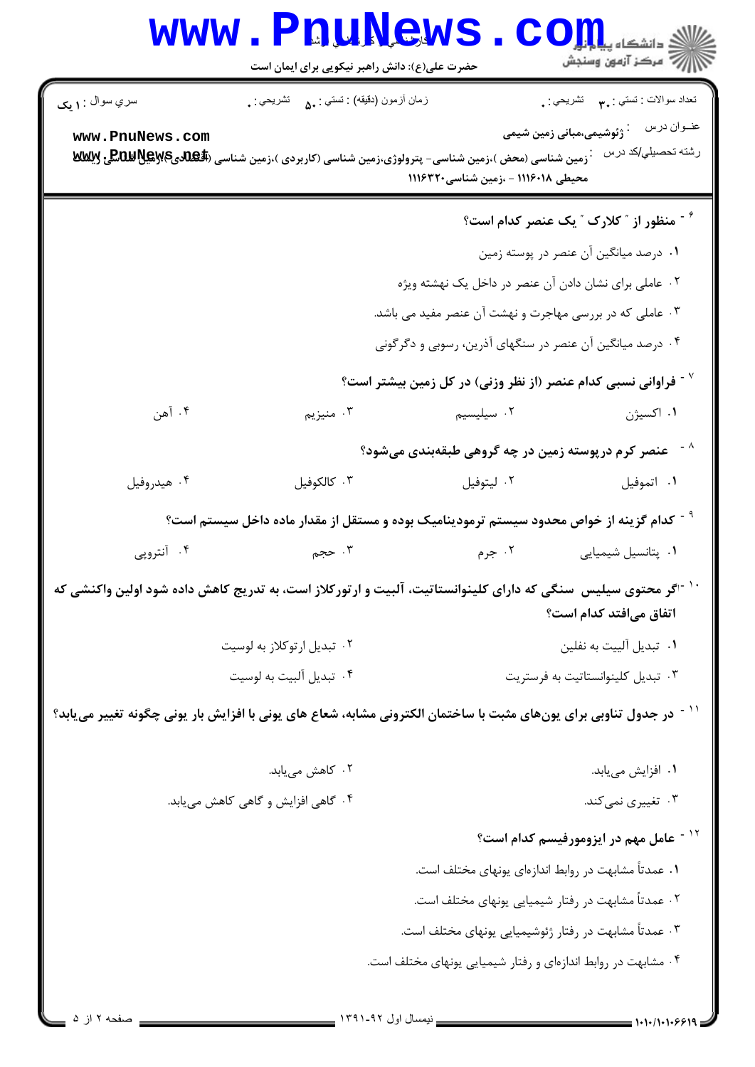۶ - منظور از " کلارک " یک عنصر کدام است؟

۱. درصد میانگین آن عنصر در پوسته زمین

۲. عاملی برای نشان دادن آن عنصر در داخل یک نهشته ویژه

۳. عاملی که در بررسی مهاجرت و نهشت آن عنصر مفید می باشد.

۴. درصد میانگین آن عنصر در سنگهای آذرین، رسوبی و دگرگونی

۷ - فراوانی نسبی کدام عنصر (از نظر وزنی) در کل زمین بیشتر است؟

۱. اکسیژن
۲. سیلیسیم
۳. منیزیم
۴. آهن

۸ - عنصر کرم درپوسته زمین در چه گروهی طبقه‌بندی می‌شود؟

۱. اتموفیل
۲. لیتوفیل
۳. کالکوفیل
۴. هیدروفیل

۹ - کدام گزینه از خواص محدود سیستم ترمودینامیک بوده و مستقل از مقدار ماده داخل سیستم است؟

۱. پتانسیل شیمیایی
۲. جرم
۳. حجم
۴. آنتروپی

۱۰ - اگر محتوی سیلیس سنگی که دارای کلینوانستاتیت، آلبیت و ارتورکلاز است، به تدریج کاهش داده شود اولین واکنشی که اتفاق می‌افتد کدام است؟

۱. تبدیل آلبیت به نفلین
۲. تبدیل ارتوکلاز به لوسیت
۳. تبدیل کلینوانستاتیت به فرستریت
۴. تبدیل آلبیت به لوسیت

۱۱ - در جدول تناوبی برای یون‌های مثبت با ساختمان الکترونی مشابه، شعاع های یونی با افزایش بار یونی چگونه تغییر می‌یابد؟

۱. افزایش می‌یابد.
۲. کاهش می‌یابد.
۳. تغییری نمی‌کند.
۴. گاهی افزایش و گاهی کاهش می‌یابد.

۱۲ - عامل مهم در ایزومورفیسم کدام است؟

۱. عمدتاً مشابهت در روابط اندازه‌ای یونهای مختلف است.

۲. عمدتاً مشابهت در رفتار شیمیایی یونهای مختلف است.

۳. عمدتاً مشابهت در رفتار ژئوشیمیایی یونهای مختلف است.

۴. مشابهت در روابط اندازه‌ای و رفتار شیمیایی یونهای مختلف است.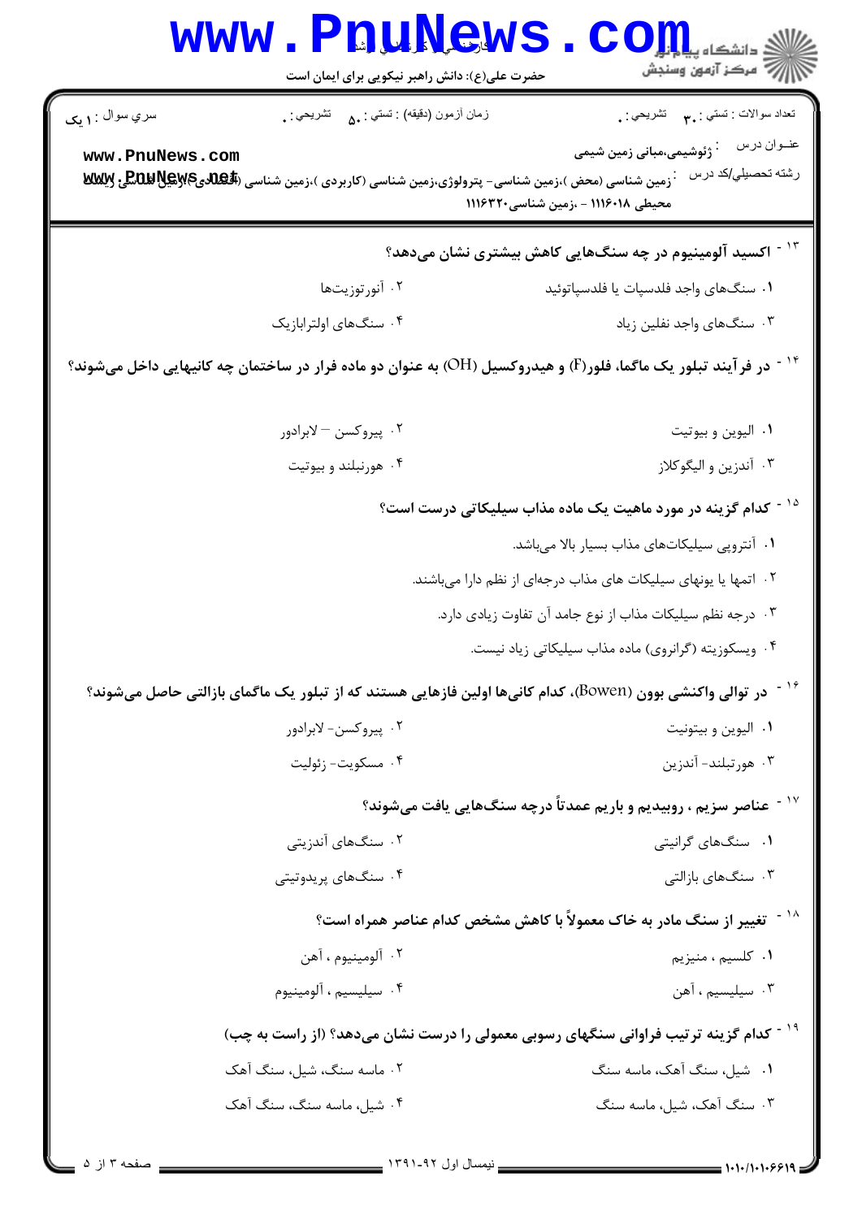۱۳ - اکسید آلومینیوم در چه سنگ‌هایی کاهش بیشتری نشان می‌دهد؟

۱. سنگ‌های واجد فلدسپات یا فلدسپاتوئید
۲. آنورتوزیت‌ها
۳. سنگ‌های واجد نفلین زیاد
۴. سنگ‌های اولترابازیک

۱۴ - در فرآیند تبلور یک ماگما، فلور(F) و هیدروکسیل (OH) به عنوان دو ماده فرار در ساختمان چه کانیهایی داخل می‌شوند؟

۱. الیوین و بیوتیت
۲. پیروکسن – لابرادور
۳. آندزین و الیگوکلاز
۴. هورنبلند و بیوتیت

۱۵ - کدام گزینه در مورد ماهیت یک ماده مذاب سیلیکاتی درست است؟

۱. آنتروپی سیلیکات‌های مذاب بسیار بالا می‌باشد.
۲. اتمها یا یونهای سیلیکات های مذاب درجه‌ای از نظم دارا می‌باشند.
۳. درجه نظم سیلیکات مذاب از نوع جامد آن تفاوت زیادی دارد.
۴. ویسکوزیته (گرانروی) ماده مذاب سیلیکاتی زیاد نیست.

۱۶ - در توالی واکنشی بوون (Bowen)، کدام کانی‌ها اولین فازهایی هستند که از تبلور یک ماگمای بازالتی حاصل می‌شوند؟

۱. الیوین و بیتونیت
۲. پیروکسن- لابرادور
۳. هورنبلند- آندزین
۴. مسکویت- زئولیت

۱۷ - عناصر سزیم ، روبیدیم و باریم عمدتاً درچه سنگ‌هایی یافت می‌شوند؟

۱. سنگ‌های گرانیتی
۲. سنگ‌های آندزیتی
۳. سنگ‌های بازالتی
۴. سنگ‌های پریدوتیتی

۱۸ - تغییر از سنگ مادر به خاک معمولاً با کاهش مشخص کدام عناصر همراه است؟

۱. کلسیم ، منیزیم
۲. آلومینیوم ، آهن
۳. سیلیسیم ، آهن
۴. سیلیسیم ، آلومینیوم

۱۹ - کدام گزینه ترتیب فراوانی سنگهای رسوبی معمولی را درست نشان می‌دهد؟ (از راست به چپ)

۱. شیل، سنگ آهک، ماسه سنگ
۲. ماسه سنگ، شیل، سنگ آهک
۳. سنگ آهک، شیل، ماسه سنگ
۴. شیل، ماسه سنگ، سنگ آهک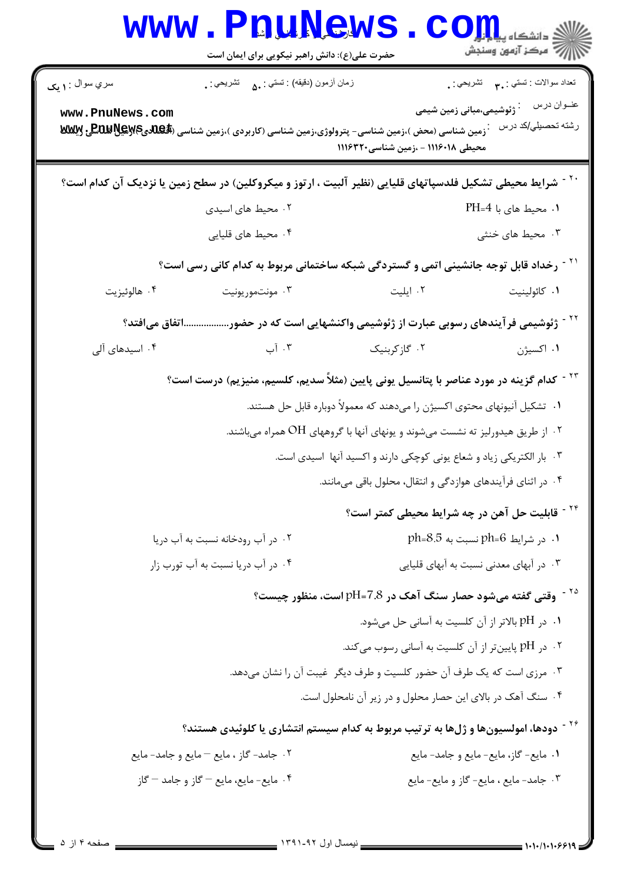سري سوال : ۱ يک

زمان آزمون (دقيقه) : تستی : ۵۰   تشريحی : ۰

تعداد سوالات : تستی : ۳۰   تشريحی : ۰

عنوان درس : ژئوشيمی،مبانی زمين شيمی

رشته تحصيلی/کد درس : زمين شناسی (محض )،زمين شناسی- پترولوژی،زمين شناسی (کاربردی )،زمين شناسی (اقتصادی)،زمين شناسی زيست محيطی ۱۱۱۶۰۱۸ - ،زمين شناسی۱۱۱۶۳۲۰

۲۰ - شرايط محيطی تشکيل فلدسپاتهای قليايی (نظير آلبيت ، ارتوز و ميکروکلين) در سطح زمين يا نزديک آن کدام است؟

۱. محيط های با PH=4

۲. محيط های اسيدی

۳. محيط های خنثی

۴. محيط های قليايی

۲۱ - رخداد قابل توجه جانشينی اتمی و گستردگی شبکه ساختمانی مربوط به کدام کانی رسی است؟

۱. کائولينيت

۲. ايليت

۳. مونتموريونيت

۴. هالوئيزيت

۲۲ - ژئوشيمی فرآيندهای رسوبی عبارت از ژئوشيمی واکنشهايی است که در حضور..................اتفاق می‌افتد؟

۱. اکسيژن

۲. گازکربنيک

۳. آب

۴. اسيدهای آلی

۲۳ - کدام گزينه در مورد عناصر با پتانسيل يونی پايين (مثلاً سديم، کلسيم، منيزيم) درست است؟

۱. تشکيل آنيونهای محتوی اکسيژن را می‌دهند که معمولاً دوباره قابل حل هستند.

۲. از طريق هيدروليز ته نشست می‌شوند و يونهای آنها با گروههای OH همراه می‌باشند.

۳. بار الکتريکی زياد و شعاع يونی کوچکی دارند و اکسيد آنها اسيدی است.

۴. در اثنای فرآيندهای هوازدگی و انتقال، محلول باقی می‌مانند.

۲۴ - قابليت حل آهن در چه شرايط محيطی کمتر است؟

۱. در شرايط ph=6 نسبت به ph=8.5

۲. در آب رودخانه نسبت به آب دريا

۳. در آبهای معدنی نسبت به آبهای قليايی

۴. در آب دريا نسبت به آب تورب زار

۲۵ - وقتی گفته می‌شود حصار سنگ آهک در pH=7.8 است، منظور چيست؟

۱. در pH بالاتر از آن کلسيت به آسانی حل می‌شود.

۲. در pH پايين‌تر از آن کلسيت به آسانی رسوب می‌کند.

۳. مرزی است که يک طرف آن حضور کلسيت و طرف ديگر غيبت آن را نشان می‌دهد.

۴. سنگ آهک در بالای اين حصار محلول و در زير آن نامحلول است.

۲۶ - دودها، امولسيون‌ها و ژل‌ها به ترتيب مربوط به کدام سيستم انتشاری يا کلوئيدی هستند؟

۱. مايع- گاز، مايع- مايع و جامد- مايع

۲. جامد- گاز ، مايع – مايع و جامد- مايع

۳. جامد- مايع ، مايع- گاز و مايع- مايع

۴. مايع- مايع، مايع – گاز و جامد – گاز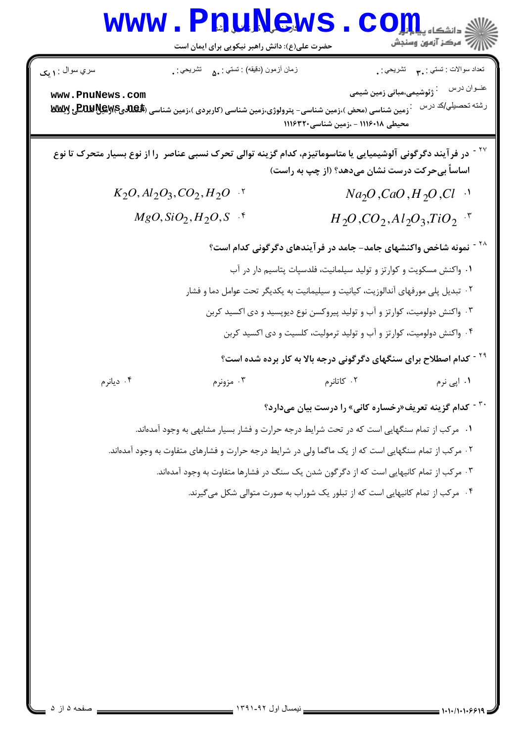۲۷ - در فرآیند دگرگونی آلوشیمیایی یا متاسوماتیزم، کدام گزینه توالی تحرک نسبی عناصر را از نوع بسیار متحرک تا نوع اساساً بی‌حرکت درست نشان می‌دهد؟ (از چپ به راست)

۱. $Na_2O, CaO, H_2O, Cl$

۲. $K_2O, Al_2O_3, CO_2, H_2O$

۳. $H_2O, CO_2, Al_2O_3, TiO_2$

۴. $MgO, SiO_2, H_2O, S$

۲۸ - نمونه شاخص واکنشهای جامد- جامد در فرآیندهای دگرگونی کدام است؟

۱. واکنش مسکویت و کوارتز و تولید سیلمانیت، فلدسپات پتاسیم دار در آب

۲. تبدیل پلی مورفهای آندالوزیت، کیانیت و سیلیمانیت به یکدیگر تحت عوامل دما و فشار

۳. واکنش دولومیت، کوارتز و آب و تولید پیروکسن نوع دیوپسید و دی اکسید کربن

۴. واکنش دولومیت، کوارتز و آب و تولید ترمولیت، کلسیت و دی اکسید کربن

۲۹ - کدام اصطلاح برای سنگهای دگرگونی درجه بالا به کار برده شده است؟

۱. اپی نرم

۲. کاتانرم

۳. مزونرم

۴. دیانرم

۳۰ - کدام گزینه تعریف «رخساره کانی» را درست بیان می‌دارد؟

۱. مرکب از تمام سنگهایی است که در تحت شرایط درجه حرارت و فشار بسیار مشابهی به وجود آمده‌اند.

۲. مرکب از تمام سنگهایی است که از یک ماگما ولی در شرایط درجه حرارت و فشارهای متفاوت به وجود آمده‌اند.

۳. مرکب از تمام کانیهایی است که از دگرگون شدن یک سنگ در فشارها متفاوت به وجود آمده‌اند.

۴. مرکب از تمام کانیهایی است که از تبلور یک شوراب به صورت متوالی شکل می‌گیرند.